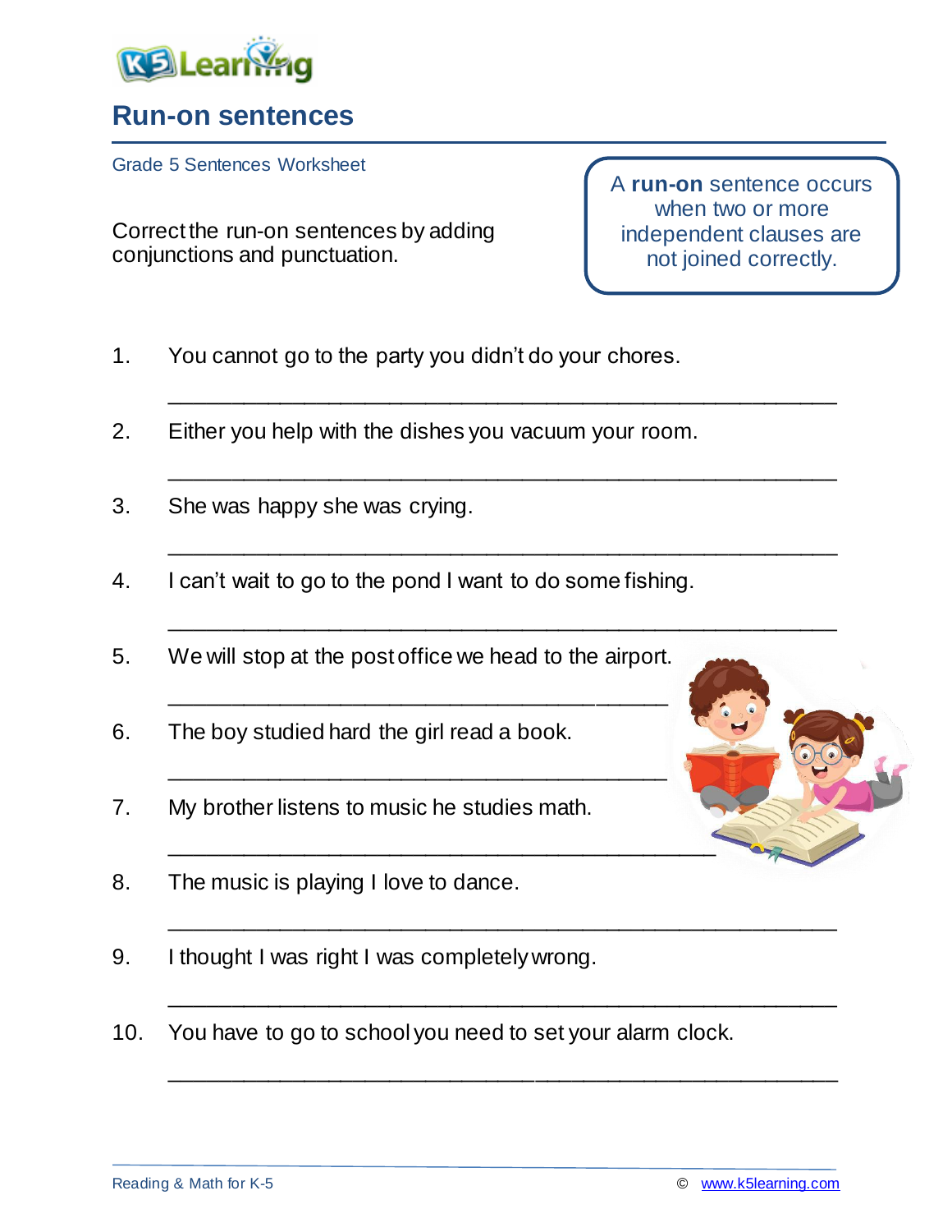# Run-on sentences

Grade 5 Sentences Worksheet

Correct the run-on sentences by adding conjunctions and punctuation.

> A **run-on** sentence occurs when two or more independent clauses are not joined correctly.

1. You cannot go to the party you didn't do your chores.

   ______________________________________________

2. Either you help with the dishes you vacuum your room.

   ______________________________________________

3. She was happy she was crying.

   ______________________________________________

4. I can't wait to go to the pond I want to do some fishing.

   ______________________________________________

5. We will stop at the post office we head to the airport.

   ______________________________________________

6. The boy studied hard the girl read a book.

   ______________________________________________

7. My brother listens to music he studies math.

   ______________________________________________

8. The music is playing I love to dance.

   ______________________________________________

9. I thought I was right I was completely wrong.

   ______________________________________________

10. You have to go to school you need to set your alarm clock.

    ______________________________________________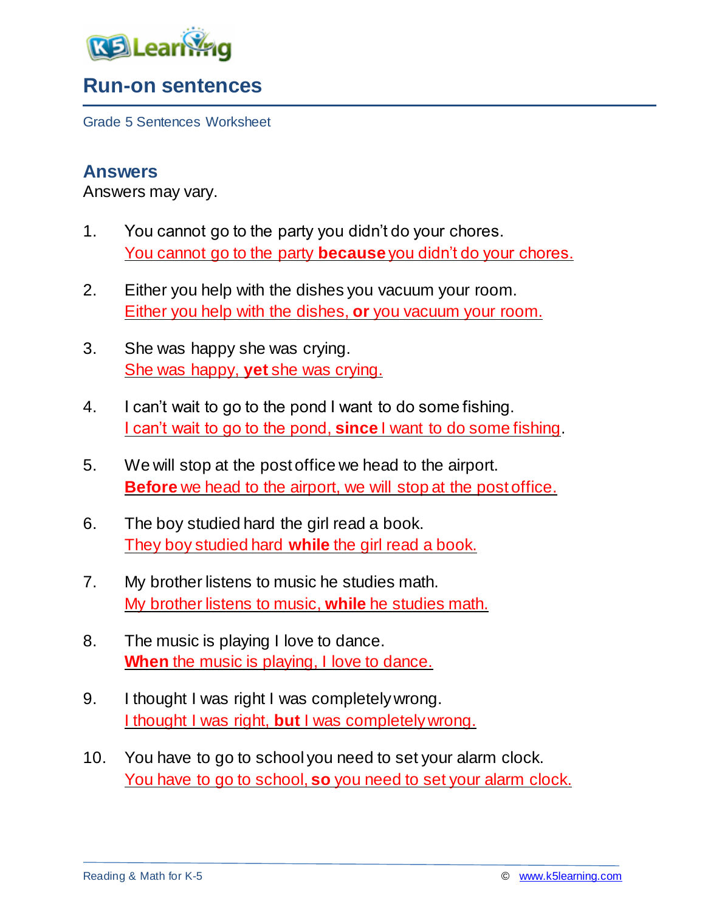# Run-on sentences

Grade 5 Sentences Worksheet

## Answers

Answers may vary.

1. You cannot go to the party you didn't do your chores.
   You cannot go to the party **because** you didn't do your chores.

2. Either you help with the dishes you vacuum your room.
   Either you help with the dishes, **or** you vacuum your room.

3. She was happy she was crying.
   She was happy, **yet** she was crying.

4. I can't wait to go to the pond I want to do some fishing.
   I can't wait to go to the pond, **since** I want to do some fishing.

5. We will stop at the post office we head to the airport.
   **Before** we head to the airport, we will stop at the post office.

6. The boy studied hard the girl read a book.
   They boy studied hard **while** the girl read a book.

7. My brother listens to music he studies math.
   My brother listens to music, **while** he studies math.

8. The music is playing I love to dance.
   **When** the music is playing, I love to dance.

9. I thought I was right I was completely wrong.
   I thought I was right, **but** I was completely wrong.

10. You have to go to school you need to set your alarm clock.
    You have to go to school, **so** you need to set your alarm clock.